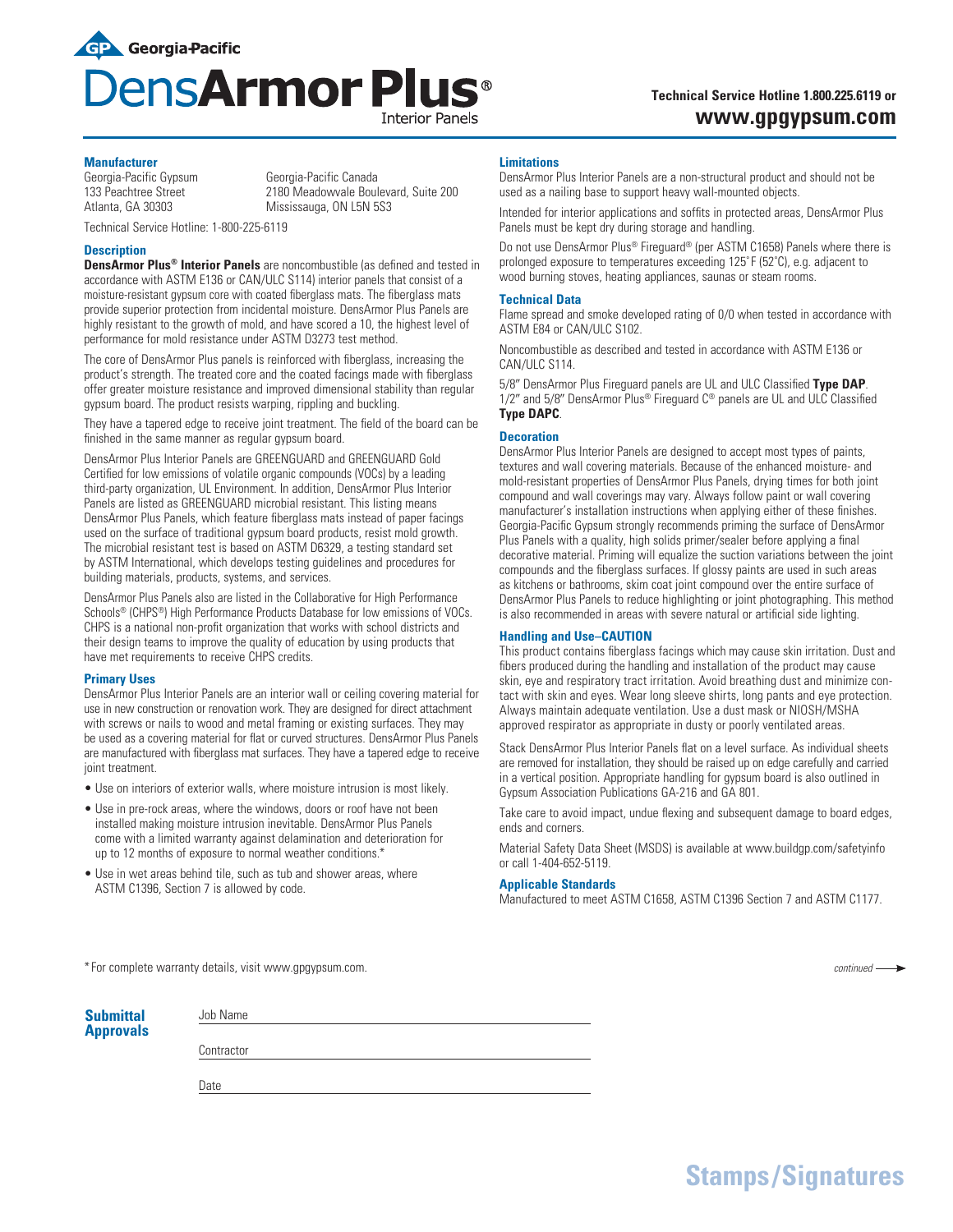Georgia-Pacific

# DensArmor Plus®

Interior Panels

**Technical Service Hotline 1.800.225.6119 or**
**www.gpgypsum.com**

### Manufacturer

Georgia-Pacific Gypsum
133 Peachtree Street
Atlanta, GA 30303

Georgia-Pacific Canada
2180 Meadowvale Boulevard, Suite 200
Mississauga, ON L5N 5S3

Technical Service Hotline: 1-800-225-6119

### Description

**DensArmor Plus® Interior Panels** are noncombustible (as defined and tested in accordance with ASTM E136 or CAN/ULC S114) interior panels that consist of a moisture-resistant gypsum core with coated fiberglass mats. The fiberglass mats provide superior protection from incidental moisture. DensArmor Plus Panels are highly resistant to the growth of mold, and have scored a 10, the highest level of performance for mold resistance under ASTM D3273 test method.

The core of DensArmor Plus panels is reinforced with fiberglass, increasing the product's strength. The treated core and the coated facings made with fiberglass offer greater moisture resistance and improved dimensional stability than regular gypsum board. The product resists warping, rippling and buckling.

They have a tapered edge to receive joint treatment. The field of the board can be finished in the same manner as regular gypsum board.

DensArmor Plus Interior Panels are GREENGUARD and GREENGUARD Gold Certified for low emissions of volatile organic compounds (VOCs) by a leading third-party organization, UL Environment. In addition, DensArmor Plus Interior Panels are listed as GREENGUARD microbial resistant. This listing means DensArmor Plus Panels, which feature fiberglass mats instead of paper facings used on the surface of traditional gypsum board products, resist mold growth. The microbial resistant test is based on ASTM D6329, a testing standard set by ASTM International, which develops testing guidelines and procedures for building materials, products, systems, and services.

DensArmor Plus Panels also are listed in the Collaborative for High Performance Schools® (CHPS®) High Performance Products Database for low emissions of VOCs. CHPS is a national non-profit organization that works with school districts and their design teams to improve the quality of education by using products that have met requirements to receive CHPS credits.

### Primary Uses

DensArmor Plus Interior Panels are an interior wall or ceiling covering material for use in new construction or renovation work. They are designed for direct attachment with screws or nails to wood and metal framing or existing surfaces. They may be used as a covering material for flat or curved structures. DensArmor Plus Panels are manufactured with fiberglass mat surfaces. They have a tapered edge to receive joint treatment.

- Use on interiors of exterior walls, where moisture intrusion is most likely.
- Use in pre-rock areas, where the windows, doors or roof have not been installed making moisture intrusion inevitable. DensArmor Plus Panels come with a limited warranty against delamination and deterioration for up to 12 months of exposure to normal weather conditions.*
- Use in wet areas behind tile, such as tub and shower areas, where ASTM C1396, Section 7 is allowed by code.

### Limitations

DensArmor Plus Interior Panels are a non-structural product and should not be used as a nailing base to support heavy wall-mounted objects.

Intended for interior applications and soffits in protected areas, DensArmor Plus Panels must be kept dry during storage and handling.

Do not use DensArmor Plus® Fireguard® (per ASTM C1658) Panels where there is prolonged exposure to temperatures exceeding 125˚F (52˚C), e.g. adjacent to wood burning stoves, heating appliances, saunas or steam rooms.

### Technical Data

Flame spread and smoke developed rating of 0/0 when tested in accordance with ASTM E84 or CAN/ULC S102.

Noncombustible as described and tested in accordance with ASTM E136 or CAN/ULC S114.

5/8″ DensArmor Plus Fireguard panels are UL and ULC Classified **Type DAP**. 1/2″ and 5/8″ DensArmor Plus® Fireguard C® panels are UL and ULC Classified **Type DAPC**.

### Decoration

DensArmor Plus Interior Panels are designed to accept most types of paints, textures and wall covering materials. Because of the enhanced moisture- and mold-resistant properties of DensArmor Plus Panels, drying times for both joint compound and wall coverings may vary. Always follow paint or wall covering manufacturer's installation instructions when applying either of these finishes. Georgia-Pacific Gypsum strongly recommends priming the surface of DensArmor Plus Panels with a quality, high solids primer/sealer before applying a final decorative material. Priming will equalize the suction variations between the joint compounds and the fiberglass surfaces. If glossy paints are used in such areas as kitchens or bathrooms, skim coat joint compound over the entire surface of DensArmor Plus Panels to reduce highlighting or joint photographing. This method is also recommended in areas with severe natural or artificial side lighting.

### Handling and Use–CAUTION

This product contains fiberglass facings which may cause skin irritation. Dust and fibers produced during the handling and installation of the product may cause skin, eye and respiratory tract irritation. Avoid breathing dust and minimize contact with skin and eyes. Wear long sleeve shirts, long pants and eye protection. Always maintain adequate ventilation. Use a dust mask or NIOSH/MSHA approved respirator as appropriate in dusty or poorly ventilated areas.

Stack DensArmor Plus Interior Panels flat on a level surface. As individual sheets are removed for installation, they should be raised up on edge carefully and carried in a vertical position. Appropriate handling for gypsum board is also outlined in Gypsum Association Publications GA-216 and GA 801.

Take care to avoid impact, undue flexing and subsequent damage to board edges, ends and corners.

Material Safety Data Sheet (MSDS) is available at www.buildgp.com/safetyinfo or call 1-404-652-5119.

### Applicable Standards

Manufactured to meet ASTM C1658, ASTM C1396 Section 7 and ASTM C1177.

*For complete warranty details, visit www.gpgypsum.com.

*continued*

### Submittal Approvals

Job Name ____________________

Contractor ____________________

Date ____________________

## Stamps/Signatures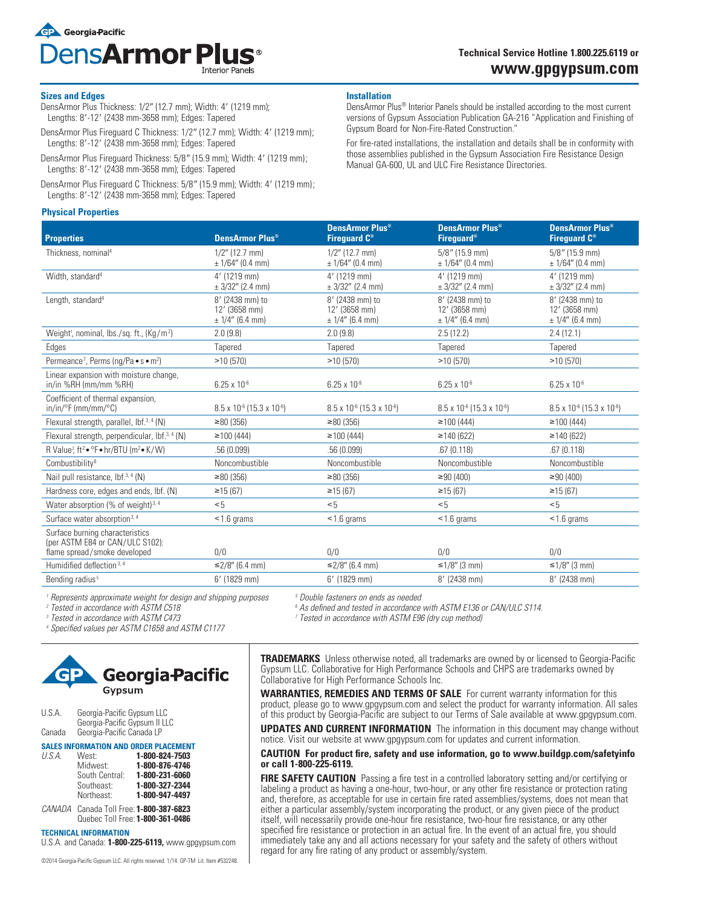# DensArmor Plus® Interior Panels

**Technical Service Hotline 1.800.225.6119 or www.gpgypsum.com**

## Sizes and Edges

DensArmor Plus Thickness: 1/2″ (12.7 mm); Width: 4′ (1219 mm); Lengths: 8′-12′ (2438 mm-3658 mm); Edges: Tapered

DensArmor Plus Fireguard C Thickness: 1/2″ (12.7 mm); Width: 4′ (1219 mm); Lengths: 8′-12′ (2438 mm-3658 mm); Edges: Tapered

DensArmor Plus Fireguard Thickness: 5/8″ (15.9 mm); Width: 4′ (1219 mm); Lengths: 8′-12′ (2438 mm-3658 mm); Edges: Tapered

DensArmor Plus Fireguard C Thickness: 5/8″ (15.9 mm); Width: 4′ (1219 mm); Lengths: 8′-12′ (2438 mm-3658 mm); Edges: Tapered

## Installation

DensArmor Plus® Interior Panels should be installed according to the most current versions of Gypsum Association Publication GA-216 "Application and Finishing of Gypsum Board for Non-Fire-Rated Construction."

For fire-rated installations, the installation and details shall be in conformity with those assemblies published in the Gypsum Association Fire Resistance Design Manual GA-600, UL and ULC Fire Resistance Directories.

## Physical Properties

| Properties | DensArmor Plus® | DensArmor Plus® Fireguard C® | DensArmor Plus® Fireguard® | DensArmor Plus® Fireguard C® |
|---|---|---|---|---|
| Thickness, nominal[4] | 1/2″ (12.7 mm) ± 1/64″ (0.4 mm) | 1/2″ (12.7 mm) ± 1/64″ (0.4 mm) | 5/8″ (15.9 mm) ± 1/64″ (0.4 mm) | 5/8″ (15.9 mm) ± 1/64″ (0.4 mm) |
| Width, standard[4] | 4′ (1219 mm) ± 3/32″ (2.4 mm) | 4′ (1219 mm) ± 3/32″ (2.4 mm) | 4′ (1219 mm) ± 3/32″ (2.4 mm) | 4′ (1219 mm) ± 3/32″ (2.4 mm) |
| Length, standard[4] | 8′ (2438 mm) to 12′ (3658 mm) ± 1/4″ (6.4 mm) | 8′ (2438 mm) to 12′ (3658 mm) ± 1/4″ (6.4 mm) | 8′ (2438 mm) to 12′ (3658 mm) ± 1/4″ (6.4 mm) | 8′ (2438 mm) to 12′ (3658 mm) ± 1/4″ (6.4 mm) |
| Weight[1], nominal, lbs./sq. ft., ($Kg/m^2$) | 2.0 (9.8) | 2.0 (9.8) | 2.5 (12.2) | 2.4 (12.1) |
| Edges | Tapered | Tapered | Tapered | Tapered |
| Permeance[7], Perms ($ng/Pa \bullet s \bullet m^2$) | >10 (570) | >10 (570) | >10 (570) | >10 (570) |
| Linear expansion with moisture change, in/in %RH (mm/mm %RH) | $6.25 \times 10^{-6}$ | $6.25 \times 10^{-6}$ | $6.25 \times 10^{-6}$ | $6.25 \times 10^{-6}$ |
| Coefficient of thermal expansion, in/in/°F (mm/mm/°C) | $8.5 \times 10^{-6}$ ($15.3 \times 10^{-6}$) | $8.5 \times 10^{-6}$ ($15.3 \times 10^{-6}$) | $8.5 \times 10^{-6}$ ($15.3 \times 10^{-6}$) | $8.5 \times 10^{-6}$ ($15.3 \times 10^{-6}$) |
| Flexural strength, parallel, lbf.[3, 4] (N) | ≥80 (356) | ≥80 (356) | ≥100 (444) | ≥100 (444) |
| Flexural strength, perpendicular, lbf.[3, 4] (N) | ≥100 (444) | ≥100 (444) | ≥140 (622) | ≥140 (622) |
| R Value[2], $ft^2 \bullet °F \bullet hr/BTU$ ($m^2 \bullet K/W$) | .56 (0.099) | .56 (0.099) | .67 (0.118) | .67 (0.118) |
| Combustibility[6] | Noncombustible | Noncombustible | Noncombustible | Noncombustible |
| Nail pull resistance, lbf.[3, 4] (N) | ≥80 (356) | ≥80 (356) | ≥90 (400) | ≥90 (400) |
| Hardness core, edges and ends, lbf. (N) | ≥15 (67) | ≥15 (67) | ≥15 (67) | ≥15 (67) |
| Water absorption (% of weight)[3, 4] | <5 | <5 | <5 | <5 |
| Surface water absorption[3, 4] | <1.6 grams | <1.6 grams | <1.6 grams | <1.6 grams |
| Surface burning characteristics (per ASTM E84 or CAN/ULC S102): flame spread/smoke developed | 0/0 | 0/0 | 0/0 | 0/0 |
| Humidified deflection[3, 4] | ≤2/8″ (6.4 mm) | ≤2/8″ (6.4 mm) | ≤1/8″ (3 mm) | ≤1/8″ (3 mm) |
| Bending radius[5] | 6′ (1829 mm) | 6′ (1829 mm) | 8′ (2438 mm) | 8′ (2438 mm) |

*[1] Represents approximate weight for design and shipping purposes*
*[2] Tested in accordance with ASTM C518*
*[3] Tested in accordance with ASTM C473*
*[4] Specified values per ASTM C1658 and ASTM C1177*
*[5] Double fasteners on ends as needed*
*[6] As defined and tested in accordance with ASTM E136 or CAN/ULC S114.*
*[7] Tested in accordance with ASTM E96 (dry cup method)*

**Georgia-Pacific Gypsum**

U.S.A. Georgia-Pacific Gypsum LLC
Georgia-Pacific Gypsum II LLC
Canada Georgia-Pacific Canada LP

**SALES INFORMATION AND ORDER PLACEMENT**

| | | |
|---|---|---|
| *U.S.A.* | West: | **1-800-824-7503** |
| | Midwest: | **1-800-876-4746** |
| | South Central: | **1-800-231-6060** |
| | Southeast: | **1-800-327-2344** |
| | Northeast: | **1-800-947-4497** |
| *CANADA* | Canada Toll Free: | **1-800-387-6823** |
| | Quebec Toll Free: | **1-800-361-0486** |

**TECHNICAL INFORMATION**
U.S.A. and Canada: **1-800-225-6119,** www.gpgypsum.com

©2014 Georgia-Pacific Gypsum LLC. All rights reserved. 1/14. GP-TM Lit. Item #532248.

**TRADEMARKS** Unless otherwise noted, all trademarks are owned by or licensed to Georgia-Pacific Gypsum LLC. Collaborative for High Performance Schools and CHPS are trademarks owned by Collaborative for High Performance Schools Inc.

**WARRANTIES, REMEDIES AND TERMS OF SALE** For current warranty information for this product, please go to www.gpgypsum.com and select the product for warranty information. All sales of this product by Georgia-Pacific are subject to our Terms of Sale available at www.gpgypsum.com.

**UPDATES AND CURRENT INFORMATION** The information in this document may change without notice. Visit our website at www.gpgypsum.com for updates and current information.

**CAUTION For product fire, safety and use information, go to www.buildgp.com/safetyinfo or call 1-800-225-6119.**

**FIRE SAFETY CAUTION** Passing a fire test in a controlled laboratory setting and/or certifying or labeling a product as having a one-hour, two-hour, or any other fire resistance or protection rating and, therefore, as acceptable for use in certain fire rated assemblies/systems, does not mean that either a particular assembly/system incorporating the product, or any given piece of the product itself, will necessarily provide one-hour fire resistance, two-hour fire resistance, or any other specified fire resistance or protection in an actual fire. In the event of an actual fire, you should immediately take any and all actions necessary for your safety and the safety of others without regard for any fire rating of any product or assembly/system.